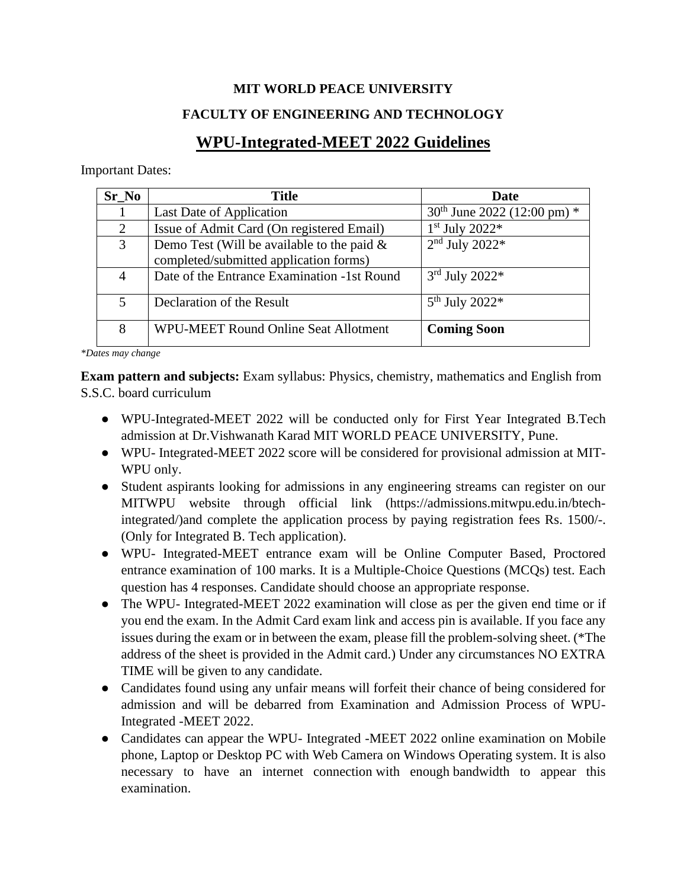**MIT WORLD PEACE UNIVERSITY**

**FACULTY OF ENGINEERING AND TECHNOLOGY**

# WPU-Integrated-MEET 2022 Guidelines

Important Dates:

| Sr_No | Title | Date |
|---|---|---|
| 1 | Last Date of Application | 30th June 2022 (12:00 pm) * |
| 2 | Issue of Admit Card (On registered Email) | 1st July 2022* |
| 3 | Demo Test (Will be available to the paid & completed/submitted application forms) | 2nd July 2022* |
| 4 | Date of the Entrance Examination -1st Round | 3rd July 2022* |
| 5 | Declaration of the Result | 5th July 2022* |
| 8 | WPU-MEET Round Online Seat Allotment | **Coming Soon** |

*\*Dates may change*

**Exam pattern and subjects:** Exam syllabus: Physics, chemistry, mathematics and English from S.S.C. board curriculum

- WPU-Integrated-MEET 2022 will be conducted only for First Year Integrated B.Tech admission at Dr.Vishwanath Karad MIT WORLD PEACE UNIVERSITY, Pune.
- WPU- Integrated-MEET 2022 score will be considered for provisional admission at MIT-WPU only.
- Student aspirants looking for admissions in any engineering streams can register on our MITWPU website through official link (https://admissions.mitwpu.edu.in/btech-integrated/)and complete the application process by paying registration fees Rs. 1500/-. (Only for Integrated B. Tech application).
- WPU- Integrated-MEET entrance exam will be Online Computer Based, Proctored entrance examination of 100 marks. It is a Multiple-Choice Questions (MCQs) test. Each question has 4 responses. Candidate should choose an appropriate response.
- The WPU- Integrated-MEET 2022 examination will close as per the given end time or if you end the exam. In the Admit Card exam link and access pin is available. If you face any issues during the exam or in between the exam, please fill the problem-solving sheet. (*The address of the sheet is provided in the Admit card.) Under any circumstances NO EXTRA TIME will be given to any candidate.
- Candidates found using any unfair means will forfeit their chance of being considered for admission and will be debarred from Examination and Admission Process of WPU-Integrated -MEET 2022.
- Candidates can appear the WPU- Integrated -MEET 2022 online examination on Mobile phone, Laptop or Desktop PC with Web Camera on Windows Operating system. It is also necessary to have an internet connection with enough bandwidth to appear this examination.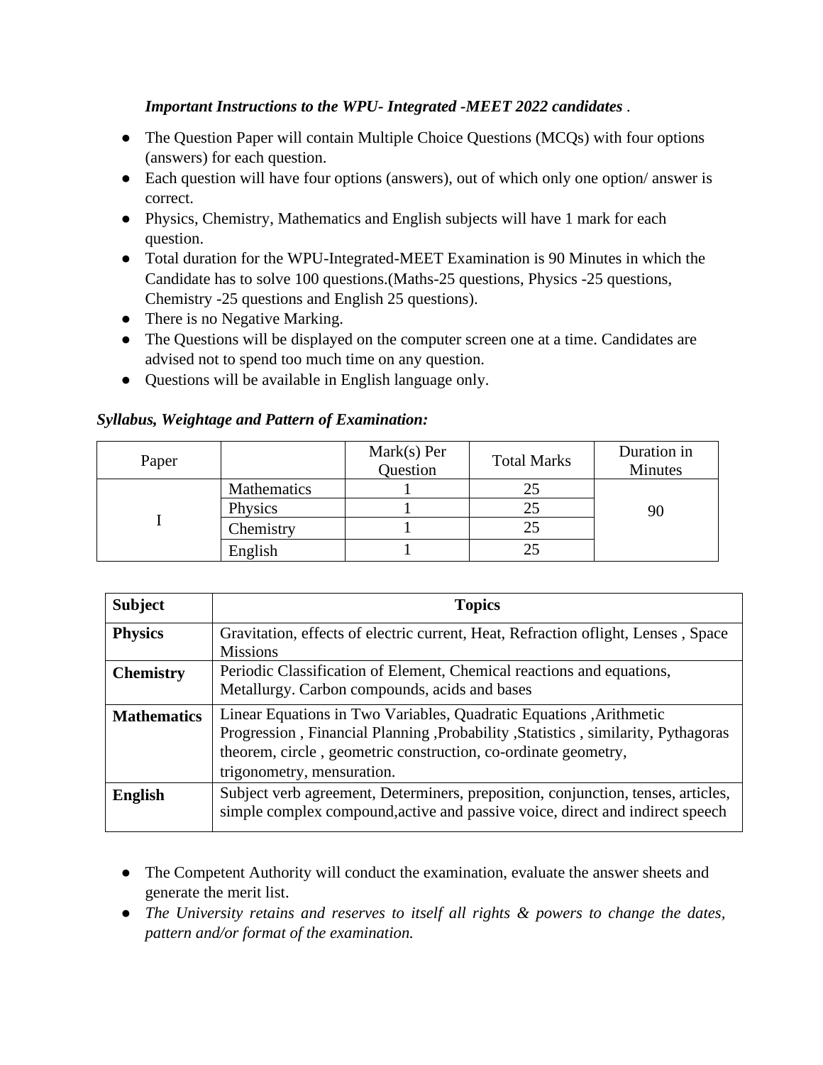*Important Instructions to the WPU- Integrated -MEET 2022 candidates* .

- The Question Paper will contain Multiple Choice Questions (MCQs) with four options (answers) for each question.
- Each question will have four options (answers), out of which only one option/ answer is correct.
- Physics, Chemistry, Mathematics and English subjects will have 1 mark for each question.
- Total duration for the WPU-Integrated-MEET Examination is 90 Minutes in which the Candidate has to solve 100 questions.(Maths-25 questions, Physics -25 questions, Chemistry -25 questions and English 25 questions).
- There is no Negative Marking.
- The Questions will be displayed on the computer screen one at a time. Candidates are advised not to spend too much time on any question.
- Questions will be available in English language only.

***Syllabus, Weightage and Pattern of Examination:***

| Paper | | Mark(s) Per Question | Total Marks | Duration in Minutes |
|---|---|---|---|---|
| I | Mathematics | 1 | 25 | 90 |
| | Physics | 1 | 25 | |
| | Chemistry | 1 | 25 | |
| | English | 1 | 25 | |

| Subject | Topics |
|---|---|
| **Physics** | Gravitation, effects of electric current, Heat, Refraction oflight, Lenses , Space Missions |
| **Chemistry** | Periodic Classification of Element, Chemical reactions and equations, Metallurgy. Carbon compounds, acids and bases |
| **Mathematics** | Linear Equations in Two Variables, Quadratic Equations ,Arithmetic Progression , Financial Planning ,Probability ,Statistics , similarity, Pythagoras theorem, circle , geometric construction, co-ordinate geometry, trigonometry, mensuration. |
| **English** | Subject verb agreement, Determiners, preposition, conjunction, tenses, articles, simple complex compound,active and passive voice, direct and indirect speech |

- The Competent Authority will conduct the examination, evaluate the answer sheets and generate the merit list.
- *The University retains and reserves to itself all rights & powers to change the dates, pattern and/or format of the examination.*